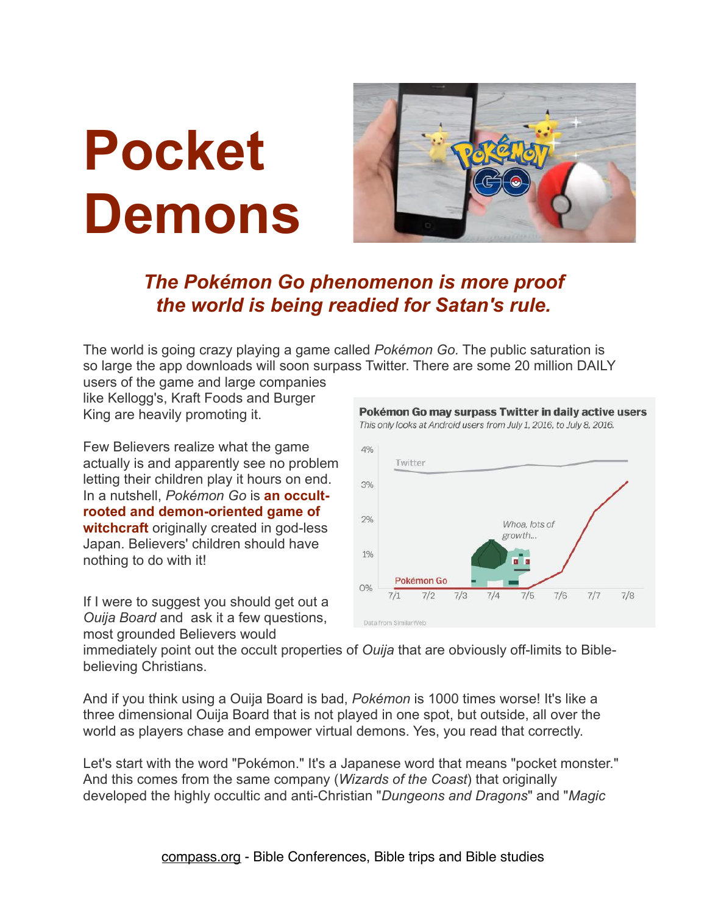# Pocket Demons

## *The Pokémon Go phenomenon is more proof the world is being readied for Satan's rule.*

The world is going crazy playing a game called *Pokémon Go.* The public saturation is so large the app downloads will soon surpass Twitter. There are some 20 million DAILY users of the game and large companies like Kellogg's, Kraft Foods and Burger King are heavily promoting it.

Few Believers realize what the game actually is and apparently see no problem letting their children play it hours on end. In a nutshell, *Pokémon Go* is **an occult-rooted and demon-oriented game of witchcraft** originally created in god-less Japan. Believers' children should have nothing to do with it!

**Pokémon Go may surpass Twitter in daily active users**

*This only looks at Android users from July 1, 2016, to July 8, 2016.*

Data from SimilarWeb

If I were to suggest you should get out a *Ouija Board* and ask it a few questions, most grounded Believers would immediately point out the occult properties of *Ouija* that are obviously off-limits to Bible-believing Christians.

And if you think using a Ouija Board is bad, *Pokémon* is 1000 times worse! It's like a three dimensional Ouija Board that is not played in one spot, but outside, all over the world as players chase and empower virtual demons. Yes, you read that correctly.

Let's start with the word "Pokémon." It's a Japanese word that means "pocket monster." And this comes from the same company (*Wizards of the Coast*) that originally developed the highly occultic and anti-Christian "*Dungeons and Dragons*" and "*Magic*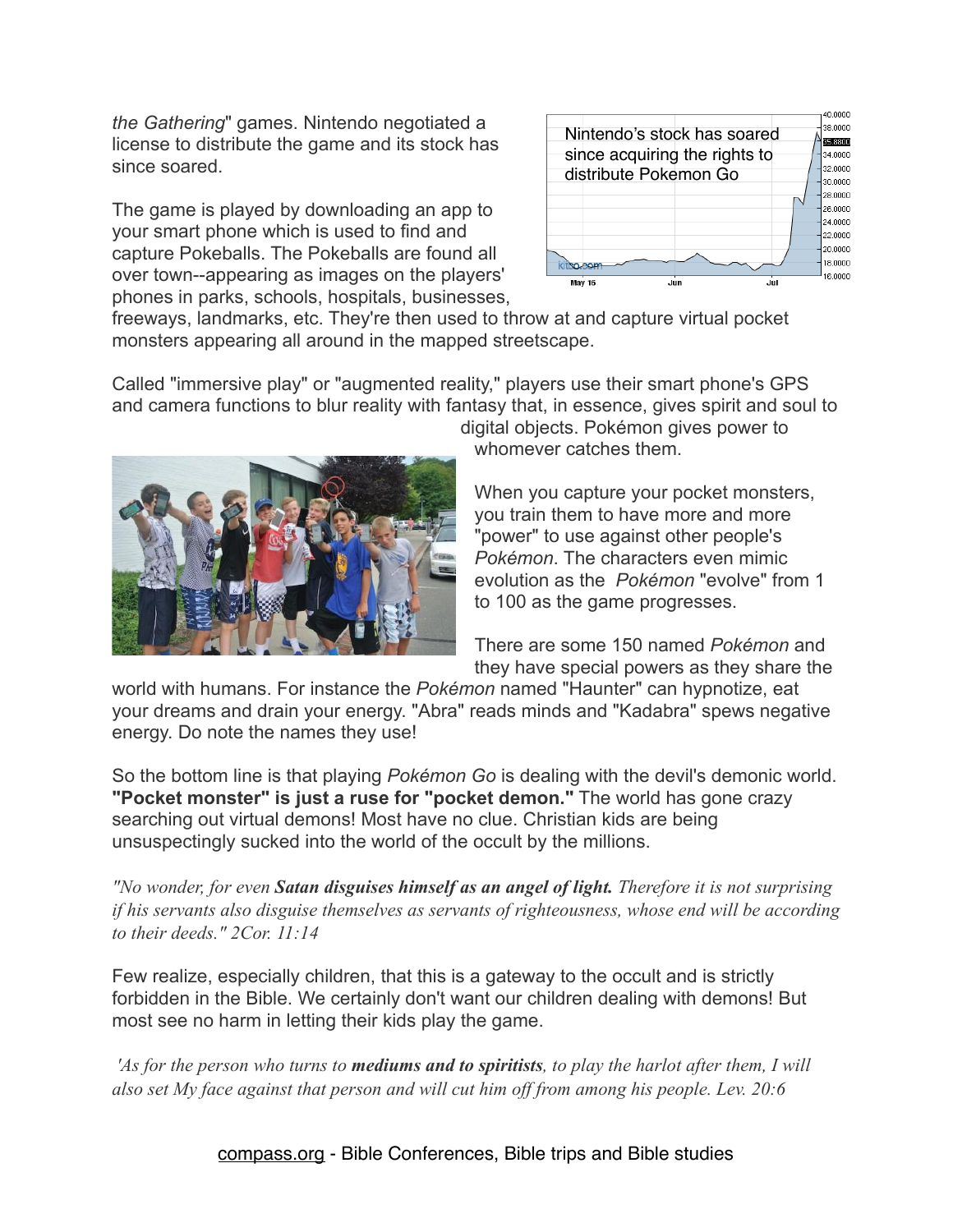*the Gathering*" games. Nintendo negotiated a license to distribute the game and its stock has since soared.

Nintendo's stock has soared since acquiring the rights to distribute Pokemon Go

The game is played by downloading an app to your smart phone which is used to find and capture Pokeballs. The Pokeballs are found all over town--appearing as images on the players' phones in parks, schools, hospitals, businesses, freeways, landmarks, etc. They're then used to throw at and capture virtual pocket monsters appearing all around in the mapped streetscape.

Called "immersive play" or "augmented reality," players use their smart phone's GPS and camera functions to blur reality with fantasy that, in essence, gives spirit and soul to digital objects. Pokémon gives power to whomever catches them.

When you capture your pocket monsters, you train them to have more and more "power" to use against other people's *Pokémon*. The characters even mimic evolution as the *Pokémon* "evolve" from 1 to 100 as the game progresses.

There are some 150 named *Pokémon* and they have special powers as they share the world with humans. For instance the *Pokémon* named "Haunter" can hypnotize, eat your dreams and drain your energy. "Abra" reads minds and "Kadabra" spews negative energy. Do note the names they use!

So the bottom line is that playing *Pokémon Go* is dealing with the devil's demonic world. **"Pocket monster" is just a ruse for "pocket demon."** The world has gone crazy searching out virtual demons! Most have no clue. Christian kids are being unsuspectingly sucked into the world of the occult by the millions.

*"No wonder, for even **Satan disguises himself as an angel of light.** Therefore it is not surprising if his servants also disguise themselves as servants of righteousness, whose end will be according to their deeds." 2Cor. 11:14*

Few realize, especially children, that this is a gateway to the occult and is strictly forbidden in the Bible. We certainly don't want our children dealing with demons! But most see no harm in letting their kids play the game.

*'As for the person who turns to **mediums and to spiritists**, to play the harlot after them, I will also set My face against that person and will cut him off from among his people. Lev. 20:6*

compass.org - Bible Conferences, Bible trips and Bible studies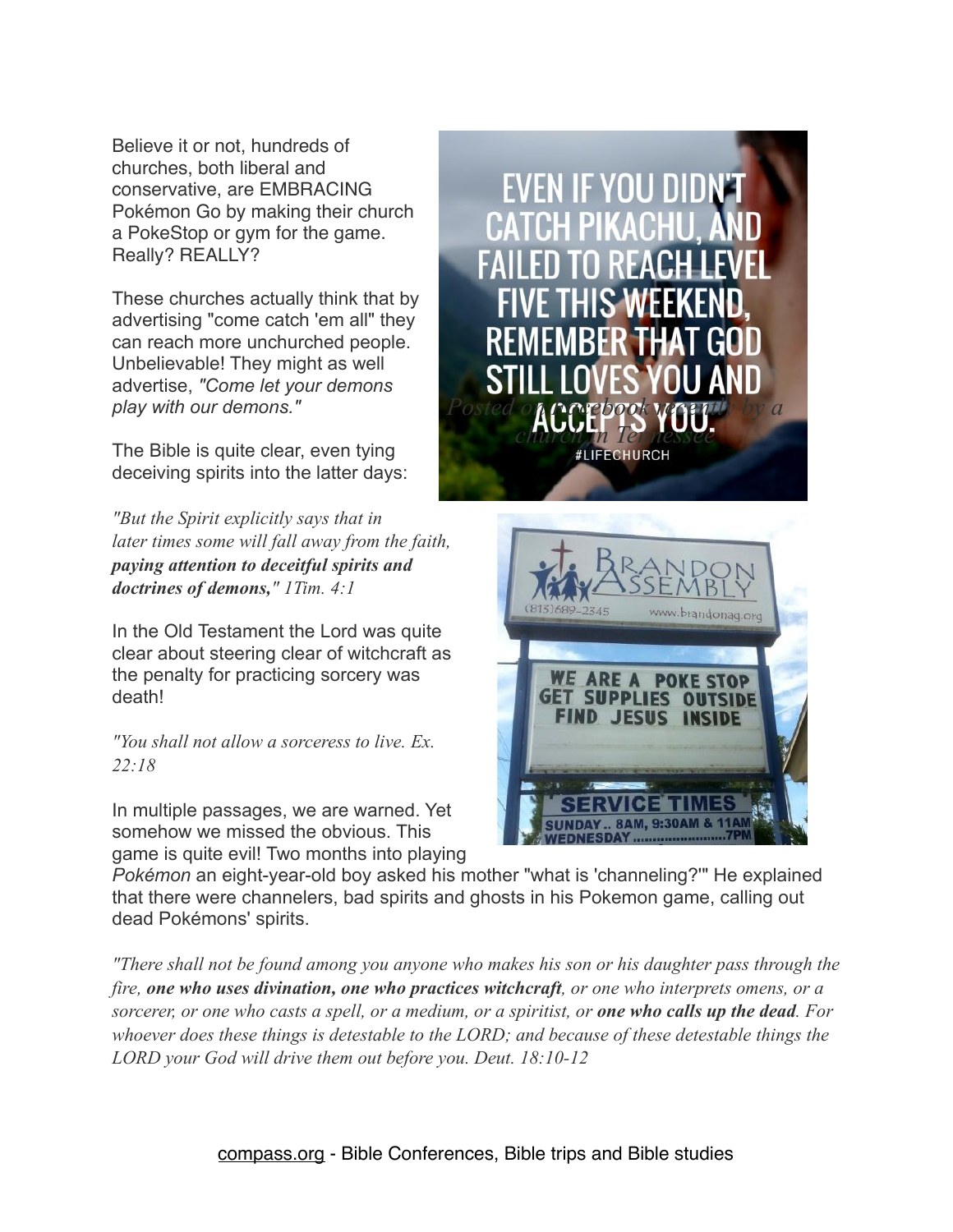Believe it or not, hundreds of churches, both liberal and conservative, are EMBRACING Pokémon Go by making their church a PokeStop or gym for the game. Really? REALLY?

These churches actually think that by advertising "come catch 'em all" they can reach more unchurched people. Unbelievable! They might as well advertise, *"Come let your demons play with our demons."*

The Bible is quite clear, even tying deceiving spirits into the latter days:

*"But the Spirit explicitly says that in later times some will fall away from the faith,* ***paying attention to deceitful spirits and doctrines of demons,"*** *1Tim. 4:1*

In the Old Testament the Lord was quite clear about steering clear of witchcraft as the penalty for practicing sorcery was death!

*"You shall not allow a sorceress to live. Ex. 22:18*

*Posted on Facebook recently by a church in Tennessee*

In multiple passages, we are warned. Yet somehow we missed the obvious. This game is quite evil! Two months into playing *Pokémon* an eight-year-old boy asked his mother "what is 'channeling?'" He explained that there were channelers, bad spirits and ghosts in his Pokemon game, calling out dead Pokémons' spirits.

*"There shall not be found among you anyone who makes his son or his daughter pass through the fire,* ***one who uses divination, one who practices witchcraft****, or one who interprets omens, or a sorcerer, or one who casts a spell, or a medium, or a spiritist, or* ***one who calls up the dead****. For whoever does these things is detestable to the LORD; and because of these detestable things the LORD your God will drive them out before you. Deut. 18:10-12*

compass.org - Bible Conferences, Bible trips and Bible studies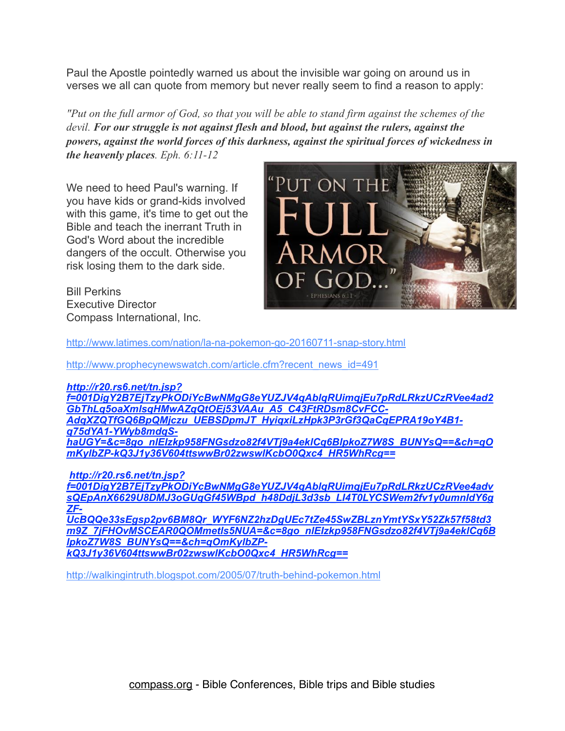Paul the Apostle pointedly warned us about the invisible war going on around us in verses we all can quote from memory but never really seem to find a reason to apply:

*"Put on the full armor of God, so that you will be able to stand firm against the schemes of the devil.* ***For our struggle is not against flesh and blood, but against the rulers, against the powers, against the world forces of this darkness, against the spiritual forces of wickedness in the heavenly places****. Eph. 6:11-12*

We need to heed Paul's warning. If you have kids or grand-kids involved with this game, it's time to get out the Bible and teach the inerrant Truth in God's Word about the incredible dangers of the occult. Otherwise you risk losing them to the dark side.

Bill Perkins
Executive Director
Compass International, Inc.

http://www.latimes.com/nation/la-na-pokemon-go-20160711-snap-story.html

http://www.prophecynewswatch.com/article.cfm?recent_news_id=491

***http://r20.rs6.net/tn.jsp?f=001DigY2B7EjTzyPkODiYcBwNMgG8eYUZJV4qAblqRUimqjEu7pRdLRkzUCzRVee4ad2GbThLq5oaXmlsgHMwAZqQtOEj53VAAu_A5_C43FtRDsm8CvFCC-AdqXZQTfGQ6BpQMjczu_UEBSDpmJT_HyiqxiLzHpk3P3rGf3QaCqEPRA19oY4B1-g75dYA1-YWyb8mdqS-haUGY=&c=8go_nlElzkp958FNGsdzo82f4VTj9a4eklCq6BlpkoZ7W8S_BUNYsQ==&ch=gOmKylbZP-kQ3J1y36V604ttswwBr02zwswlKcbO0Qxc4_HR5WhRcg==***

***http://r20.rs6.net/tn.jsp?f=001DigY2B7EjTzyPkODiYcBwNMgG8eYUZJV4qAblqRUimqjEu7pRdLRkzUCzRVee4advsQEpAnX6629U8DMJ3oGUqGf45WBpd_h48DdjL3d3sb_Ll4T0LYCSWem2fv1y0umnldY6gZF-UcBQQe33sEgsp2pv6BM8Qr_WYF6NZ2hzDgUEc7tZe45SwZBLznYmtYSxY52Zk57f58td3m9Z_7jFHOvMSCEAR0QOMmetls5NUA=&c=8go_nlElzkp958FNGsdzo82f4VTj9a4eklCq6BlpkoZ7W8S_BUNYsQ==&ch=gOmKylbZP-kQ3J1y36V604ttswwBr02zwswlKcbO0Qxc4_HR5WhRcg==***

http://walkingintruth.blogspot.com/2005/07/truth-behind-pokemon.html

compass.org - Bible Conferences, Bible trips and Bible studies